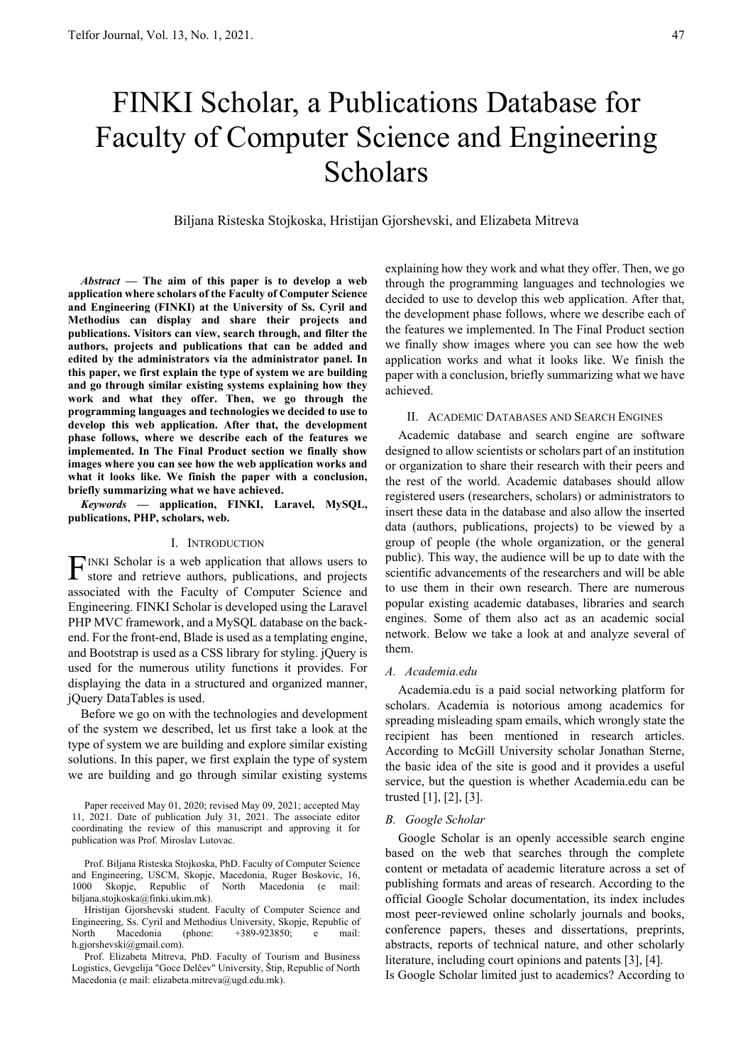# FINKI Scholar, a Publications Database for Faculty of Computer Science and Engineering Scholars

Biljana Risteska Stojkoska, Hristijan Gjorshevski, and Elizabeta Mitreva

***Abstract* — The aim of this paper is to develop a web application where scholars of the Faculty of Computer Science and Engineering (FINKI) at the University of Ss. Cyril and Methodius can display and share their projects and publications. Visitors can view, search through, and filter the authors, projects and publications that can be added and edited by the administrators via the administrator panel. In this paper, we first explain the type of system we are building and go through similar existing systems explaining how they work and what they offer. Then, we go through the programming languages and technologies we decided to use to develop this web application. After that, the development phase follows, where we describe each of the features we implemented. In The Final Product section we finally show images where you can see how the web application works and what it looks like. We finish the paper with a conclusion, briefly summarizing what we have achieved.**

***Keywords* — application, FINKI, Laravel, MySQL, publications, PHP, scholars, web.**

## I. Introduction

FINKI Scholar is a web application that allows users to store and retrieve authors, publications, and projects associated with the Faculty of Computer Science and Engineering. FINKI Scholar is developed using the Laravel PHP MVC framework, and a MySQL database on the back-end. For the front-end, Blade is used as a templating engine, and Bootstrap is used as a CSS library for styling. jQuery is used for the numerous utility functions it provides. For displaying the data in a structured and organized manner, jQuery DataTables is used.

Before we go on with the technologies and development of the system we described, let us first take a look at the type of system we are building and explore similar existing solutions. In this paper, we first explain the type of system we are building and go through similar existing systems explaining how they work and what they offer. Then, we go through the programming languages and technologies we decided to use to develop this web application. After that, the development phase follows, where we describe each of the features we implemented. In The Final Product section we finally show images where you can see how the web application works and what it looks like. We finish the paper with a conclusion, briefly summarizing what we have achieved.

Paper received May 01, 2020; revised May 09, 2021; accepted May 11, 2021. Date of publication July 31, 2021. The associate editor coordinating the review of this manuscript and approving it for publication was Prof. Miroslav Lutovac.

Prof. Biljana Risteska Stojkoska, PhD. Faculty of Computer Science and Engineering, USCM, Skopje, Macedonia, Ruger Boskovic, 16, 1000 Skopje, Republic of North Macedonia (e mail: biljana.stojkoska@finki.ukim.mk).

Hristijan Gjorshevski student. Faculty of Computer Science and Engineering, Ss. Cyril and Methodius University, Skopje, Republic of North Macedonia (phone: +389-923850; e mail: h.gjorshevski@gmail.com).

Prof. Elizabeta Mitreva, PhD. Faculty of Tourism and Business Logistics, Gevgelija "Goce Delčev" University, Štip, Republic of North Macedonia (e mail: elizabeta.mitreva@ugd.edu.mk).

## II. Academic Databases and Search Engines

Academic database and search engine are software designed to allow scientists or scholars part of an institution or organization to share their research with their peers and the rest of the world. Academic databases should allow registered users (researchers, scholars) or administrators to insert these data in the database and also allow the inserted data (authors, publications, projects) to be viewed by a group of people (the whole organization, or the general public). This way, the audience will be up to date with the scientific advancements of the researchers and will be able to use them in their own research. There are numerous popular existing academic databases, libraries and search engines. Some of them also act as an academic social network. Below we take a look at and analyze several of them.

### *A. Academia.edu*

Academia.edu is a paid social networking platform for scholars. Academia is notorious among academics for spreading misleading spam emails, which wrongly state the recipient has been mentioned in research articles. According to McGill University scholar Jonathan Sterne, the basic idea of the site is good and it provides a useful service, but the question is whether Academia.edu can be trusted [1], [2], [3].

### *B. Google Scholar*

Google Scholar is an openly accessible search engine based on the web that searches through the complete content or metadata of academic literature across a set of publishing formats and areas of research. According to the official Google Scholar documentation, its index includes most peer-reviewed online scholarly journals and books, conference papers, theses and dissertations, preprints, abstracts, reports of technical nature, and other scholarly literature, including court opinions and patents [3], [4].

Is Google Scholar limited just to academics? According to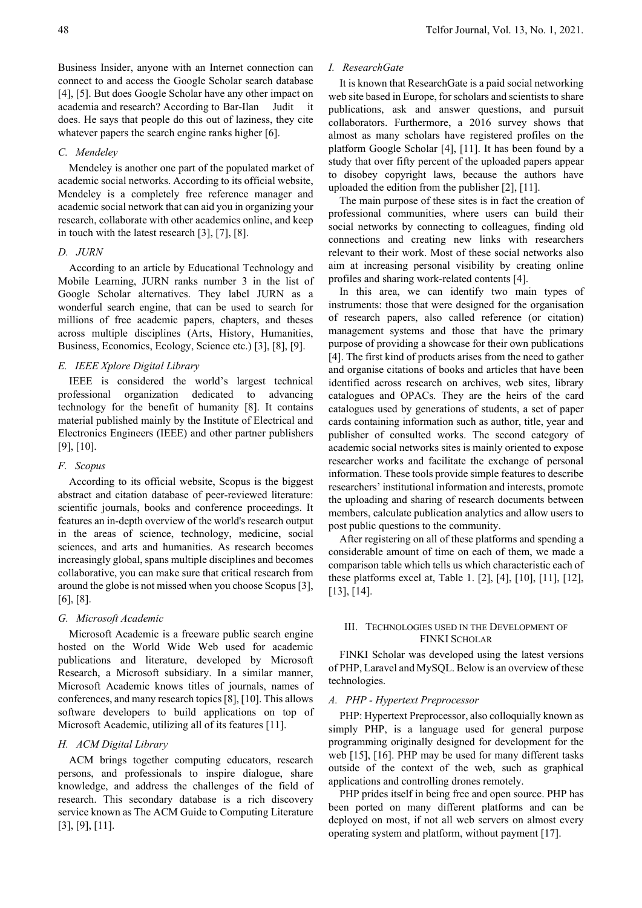Business Insider, anyone with an Internet connection can connect to and access the Google Scholar search database [4], [5]. But does Google Scholar have any other impact on academia and research? According to Bar-Ilan Judit it does. He says that people do this out of laziness, they cite whatever papers the search engine ranks higher [6].

### C. Mendeley

Mendeley is another one part of the populated market of academic social networks. According to its official website, Mendeley is a completely free reference manager and academic social network that can aid you in organizing your research, collaborate with other academics online, and keep in touch with the latest research [3], [7], [8].

### D. JURN

According to an article by Educational Technology and Mobile Learning, JURN ranks number 3 in the list of Google Scholar alternatives. They label JURN as a wonderful search engine, that can be used to search for millions of free academic papers, chapters, and theses across multiple disciplines (Arts, History, Humanities, Business, Economics, Ecology, Science etc.) [3], [8], [9].

### E. IEEE Xplore Digital Library

IEEE is considered the world's largest technical professional organization dedicated to advancing technology for the benefit of humanity [8]. It contains material published mainly by the Institute of Electrical and Electronics Engineers (IEEE) and other partner publishers [9], [10].

### F. Scopus

According to its official website, Scopus is the biggest abstract and citation database of peer-reviewed literature: scientific journals, books and conference proceedings. It features an in-depth overview of the world's research output in the areas of science, technology, medicine, social sciences, and arts and humanities. As research becomes increasingly global, spans multiple disciplines and becomes collaborative, you can make sure that critical research from around the globe is not missed when you choose Scopus [3], [6], [8].

### G. Microsoft Academic

Microsoft Academic is a freeware public search engine hosted on the World Wide Web used for academic publications and literature, developed by Microsoft Research, a Microsoft subsidiary. In a similar manner, Microsoft Academic knows titles of journals, names of conferences, and many research topics [8], [10]. This allows software developers to build applications on top of Microsoft Academic, utilizing all of its features [11].

### H. ACM Digital Library

ACM brings together computing educators, research persons, and professionals to inspire dialogue, share knowledge, and address the challenges of the field of research. This secondary database is a rich discovery service known as The ACM Guide to Computing Literature [3], [9], [11].

### I. ResearchGate

It is known that ResearchGate is a paid social networking web site based in Europe, for scholars and scientists to share publications, ask and answer questions, and pursuit collaborators. Furthermore, a 2016 survey shows that almost as many scholars have registered profiles on the platform Google Scholar [4], [11]. It has been found by a study that over fifty percent of the uploaded papers appear to disobey copyright laws, because the authors have uploaded the edition from the publisher [2], [11].

The main purpose of these sites is in fact the creation of professional communities, where users can build their social networks by connecting to colleagues, finding old connections and creating new links with researchers relevant to their work. Most of these social networks also aim at increasing personal visibility by creating online profiles and sharing work-related contents [4].

In this area, we can identify two main types of instruments: those that were designed for the organisation of research papers, also called reference (or citation) management systems and those that have the primary purpose of providing a showcase for their own publications [4]. The first kind of products arises from the need to gather and organise citations of books and articles that have been identified across research on archives, web sites, library catalogues and OPACs. They are the heirs of the card catalogues used by generations of students, a set of paper cards containing information such as author, title, year and publisher of consulted works. The second category of academic social networks sites is mainly oriented to expose researcher works and facilitate the exchange of personal information. These tools provide simple features to describe researchers' institutional information and interests, promote the uploading and sharing of research documents between members, calculate publication analytics and allow users to post public questions to the community.

After registering on all of these platforms and spending a considerable amount of time on each of them, we made a comparison table which tells us which characteristic each of these platforms excel at, Table 1. [2], [4], [10], [11], [12], [13], [14].

## III. Technologies used in the Development of FINKI Scholar

FINKI Scholar was developed using the latest versions of PHP, Laravel and MySQL. Below is an overview of these technologies.

### A. PHP - Hypertext Preprocessor

PHP: Hypertext Preprocessor, also colloquially known as simply PHP, is a language used for general purpose programming originally designed for development for the web [15], [16]. PHP may be used for many different tasks outside of the context of the web, such as graphical applications and controlling drones remotely.

PHP prides itself in being free and open source. PHP has been ported on many different platforms and can be deployed on most, if not all web servers on almost every operating system and platform, without payment [17].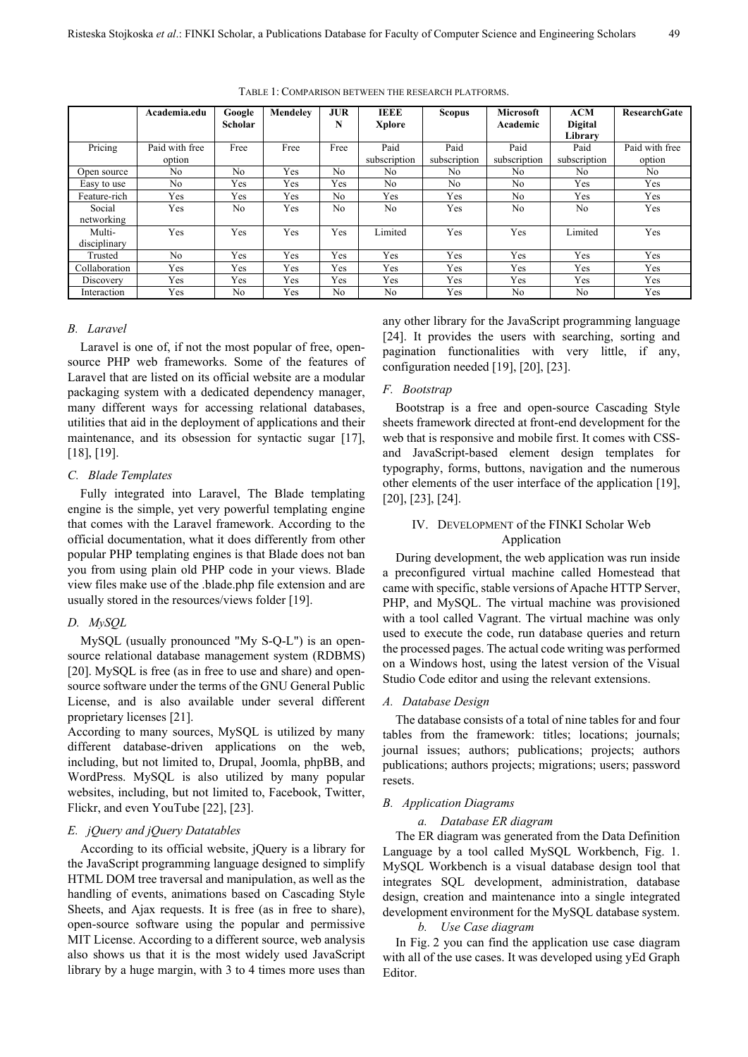TABLE 1: COMPARISON BETWEEN THE RESEARCH PLATFORMS.

| | Academia.edu | Google Scholar | Mendeley | JURN | IEEE Xplore | Scopus | Microsoft Academic | ACM Digital Library | ResearchGate |
|---|---|---|---|---|---|---|---|---|---|
| Pricing | Paid with free option | Free | Free | Free | Paid subscription | Paid subscription | Paid subscription | Paid subscription | Paid with free option |
| Open source | No | No | Yes | No | No | No | No | No | No |
| Easy to use | No | Yes | Yes | Yes | No | No | No | Yes | Yes |
| Feature-rich | Yes | Yes | Yes | No | Yes | Yes | No | Yes | Yes |
| Social networking | Yes | No | Yes | No | No | Yes | No | No | Yes |
| Multi-disciplinary | Yes | Yes | Yes | Yes | Limited | Yes | Yes | Limited | Yes |
| Trusted | No | Yes | Yes | Yes | Yes | Yes | Yes | Yes | Yes |
| Collaboration | Yes | Yes | Yes | Yes | Yes | Yes | Yes | Yes | Yes |
| Discovery | Yes | Yes | Yes | Yes | Yes | Yes | Yes | Yes | Yes |
| Interaction | Yes | No | Yes | No | No | Yes | No | No | Yes |

### *B. Laravel*

Laravel is one of, if not the most popular of free, open-source PHP web frameworks. Some of the features of Laravel that are listed on its official website are a modular packaging system with a dedicated dependency manager, many different ways for accessing relational databases, utilities that aid in the deployment of applications and their maintenance, and its obsession for syntactic sugar [17], [18], [19].

### *C. Blade Templates*

Fully integrated into Laravel, The Blade templating engine is the simple, yet very powerful templating engine that comes with the Laravel framework. According to the official documentation, what it does differently from other popular PHP templating engines is that Blade does not ban you from using plain old PHP code in your views. Blade view files make use of the .blade.php file extension and are usually stored in the resources/views folder [19].

### *D. MySQL*

MySQL (usually pronounced "My S-Q-L") is an open-source relational database management system (RDBMS) [20]. MySQL is free (as in free to use and share) and open-source software under the terms of the GNU General Public License, and is also available under several different proprietary licenses [21].

According to many sources, MySQL is utilized by many different database-driven applications on the web, including, but not limited to, Drupal, Joomla, phpBB, and WordPress. MySQL is also utilized by many popular websites, including, but not limited to, Facebook, Twitter, Flickr, and even YouTube [22], [23].

### *E. jQuery and jQuery Datatables*

According to its official website, jQuery is a library for the JavaScript programming language designed to simplify HTML DOM tree traversal and manipulation, as well as the handling of events, animations based on Cascading Style Sheets, and Ajax requests. It is free (as in free to share), open-source software using the popular and permissive MIT License. According to a different source, web analysis also shows us that it is the most widely used JavaScript library by a huge margin, with 3 to 4 times more uses than any other library for the JavaScript programming language [24]. It provides the users with searching, sorting and pagination functionalities with very little, if any, configuration needed [19], [20], [23].

### *F. Bootstrap*

Bootstrap is a free and open-source Cascading Style sheets framework directed at front-end development for the web that is responsive and mobile first. It comes with CSS- and JavaScript-based element design templates for typography, forms, buttons, navigation and the numerous other elements of the user interface of the application [19], [20], [23], [24].

## IV. DEVELOPMENT of the FINKI Scholar Web Application

During development, the web application was run inside a preconfigured virtual machine called Homestead that came with specific, stable versions of Apache HTTP Server, PHP, and MySQL. The virtual machine was provisioned with a tool called Vagrant. The virtual machine was only used to execute the code, run database queries and return the processed pages. The actual code writing was performed on a Windows host, using the latest version of the Visual Studio Code editor and using the relevant extensions.

### *A. Database Design*

The database consists of a total of nine tables for and four tables from the framework: titles; locations; journals; journal issues; authors; publications; projects; authors publications; authors projects; migrations; users; password resets.

### *B. Application Diagrams*

#### *a. Database ER diagram*

The ER diagram was generated from the Data Definition Language by a tool called MySQL Workbench, Fig. 1. MySQL Workbench is a visual database design tool that integrates SQL development, administration, database design, creation and maintenance into a single integrated development environment for the MySQL database system.

#### *b. Use Case diagram*

In Fig. 2 you can find the application use case diagram with all of the use cases. It was developed using yEd Graph Editor.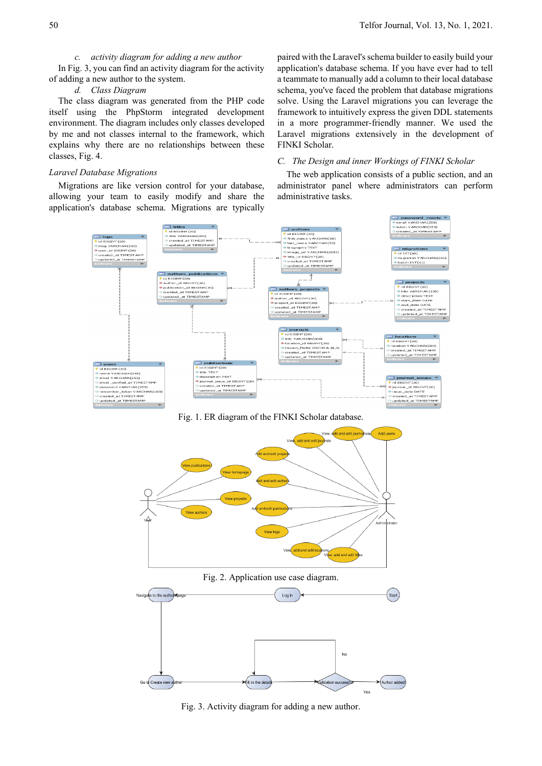*c. activity diagram for adding a new author*

In Fig. 3, you can find an activity diagram for the activity of adding a new author to the system.

*d. Class Diagram*

The class diagram was generated from the PHP code itself using the PhpStorm integrated development environment. The diagram includes only classes developed by me and not classes internal to the framework, which explains why there are no relationships between these classes, Fig. 4.

*Laravel Database Migrations*

Migrations are like version control for your database, allowing your team to easily modify and share the application's database schema. Migrations are typically paired with the Laravel's schema builder to easily build your application's database schema. If you have ever had to tell a teammate to manually add a column to their local database schema, you've faced the problem that database migrations solve. Using the Laravel migrations you can leverage the framework to intuitively express the given DDL statements in a more programmer-friendly manner. We used the Laravel migrations extensively in the development of FINKI Scholar.

## C. The Design and inner Workings of FINKI Scholar

The web application consists of a public section, and an administrator panel where administrators can perform administrative tasks.

Fig. 1. ER diagram of the FINKI Scholar database.

Fig. 2. Application use case diagram.

Fig. 3. Activity diagram for adding a new author.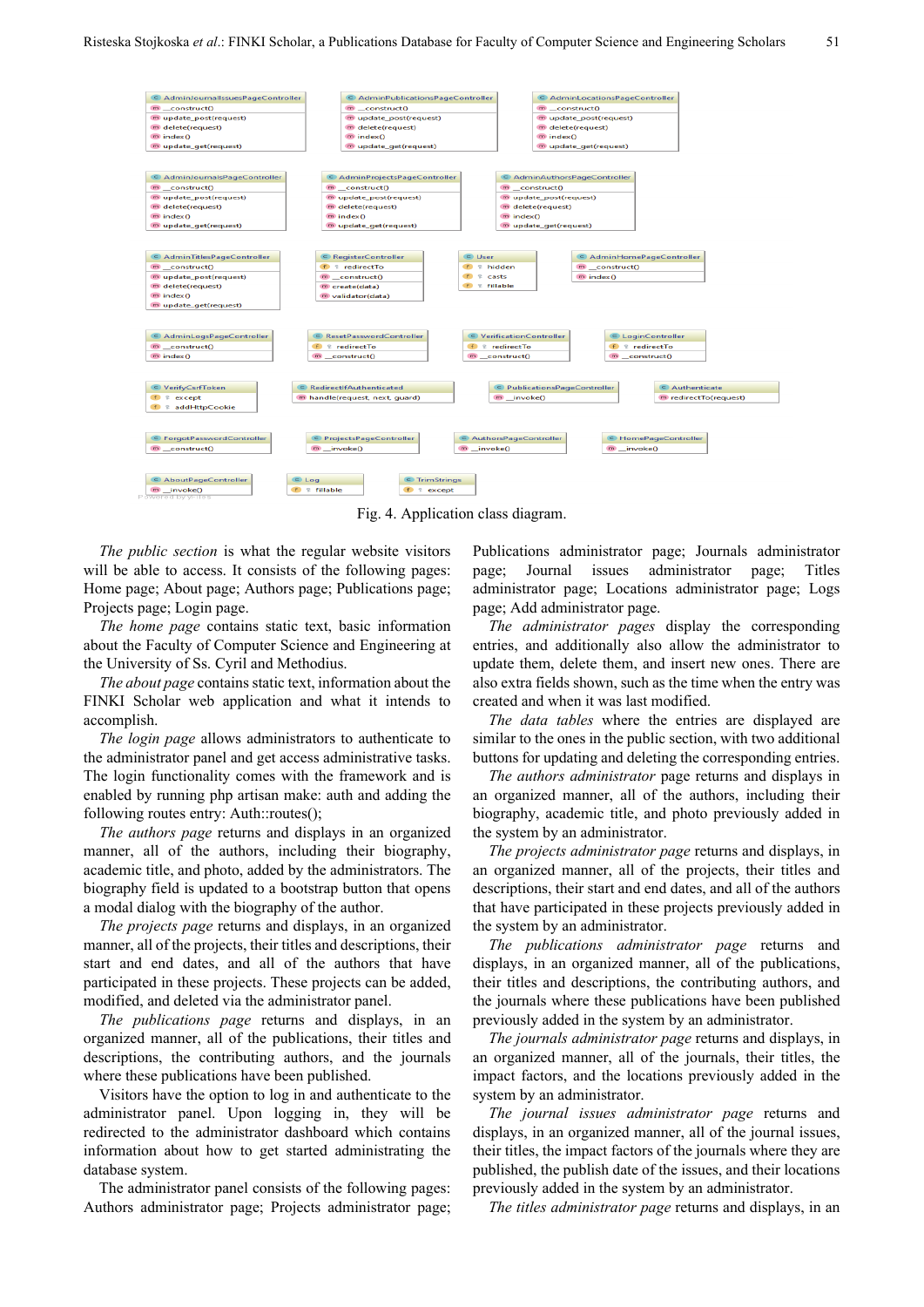Fig. 4. Application class diagram.

*The public section* is what the regular website visitors will be able to access. It consists of the following pages: Home page; About page; Authors page; Publications page; Projects page; Login page.

*The home page* contains static text, basic information about the Faculty of Computer Science and Engineering at the University of Ss. Cyril and Methodius.

*The about page* contains static text, information about the FINKI Scholar web application and what it intends to accomplish.

*The login page* allows administrators to authenticate to the administrator panel and get access administrative tasks. The login functionality comes with the framework and is enabled by running php artisan make: auth and adding the following routes entry: Auth::routes();

*The authors page* returns and displays in an organized manner, all of the authors, including their biography, academic title, and photo, added by the administrators. The biography field is updated to a bootstrap button that opens a modal dialog with the biography of the author.

*The projects page* returns and displays, in an organized manner, all of the projects, their titles and descriptions, their start and end dates, and all of the authors that have participated in these projects. These projects can be added, modified, and deleted via the administrator panel.

*The publications page* returns and displays, in an organized manner, all of the publications, their titles and descriptions, the contributing authors, and the journals where these publications have been published.

Visitors have the option to log in and authenticate to the administrator panel. Upon logging in, they will be redirected to the administrator dashboard which contains information about how to get started administrating the database system.

The administrator panel consists of the following pages: Authors administrator page; Projects administrator page; Publications administrator page; Journals administrator page; Journal issues administrator page; Titles administrator page; Locations administrator page; Logs page; Add administrator page.

*The administrator pages* display the corresponding entries, and additionally also allow the administrator to update them, delete them, and insert new ones. There are also extra fields shown, such as the time when the entry was created and when it was last modified.

*The data tables* where the entries are displayed are similar to the ones in the public section, with two additional buttons for updating and deleting the corresponding entries.

*The authors administrator* page returns and displays in an organized manner, all of the authors, including their biography, academic title, and photo previously added in the system by an administrator.

*The projects administrator page* returns and displays, in an organized manner, all of the projects, their titles and descriptions, their start and end dates, and all of the authors that have participated in these projects previously added in the system by an administrator.

*The publications administrator page* returns and displays, in an organized manner, all of the publications, their titles and descriptions, the contributing authors, and the journals where these publications have been published previously added in the system by an administrator.

*The journals administrator page* returns and displays, in an organized manner, all of the journals, their titles, the impact factors, and the locations previously added in the system by an administrator.

*The journal issues administrator page* returns and displays, in an organized manner, all of the journal issues, their titles, the impact factors of the journals where they are published, the publish date of the issues, and their locations previously added in the system by an administrator.

*The titles administrator page* returns and displays, in an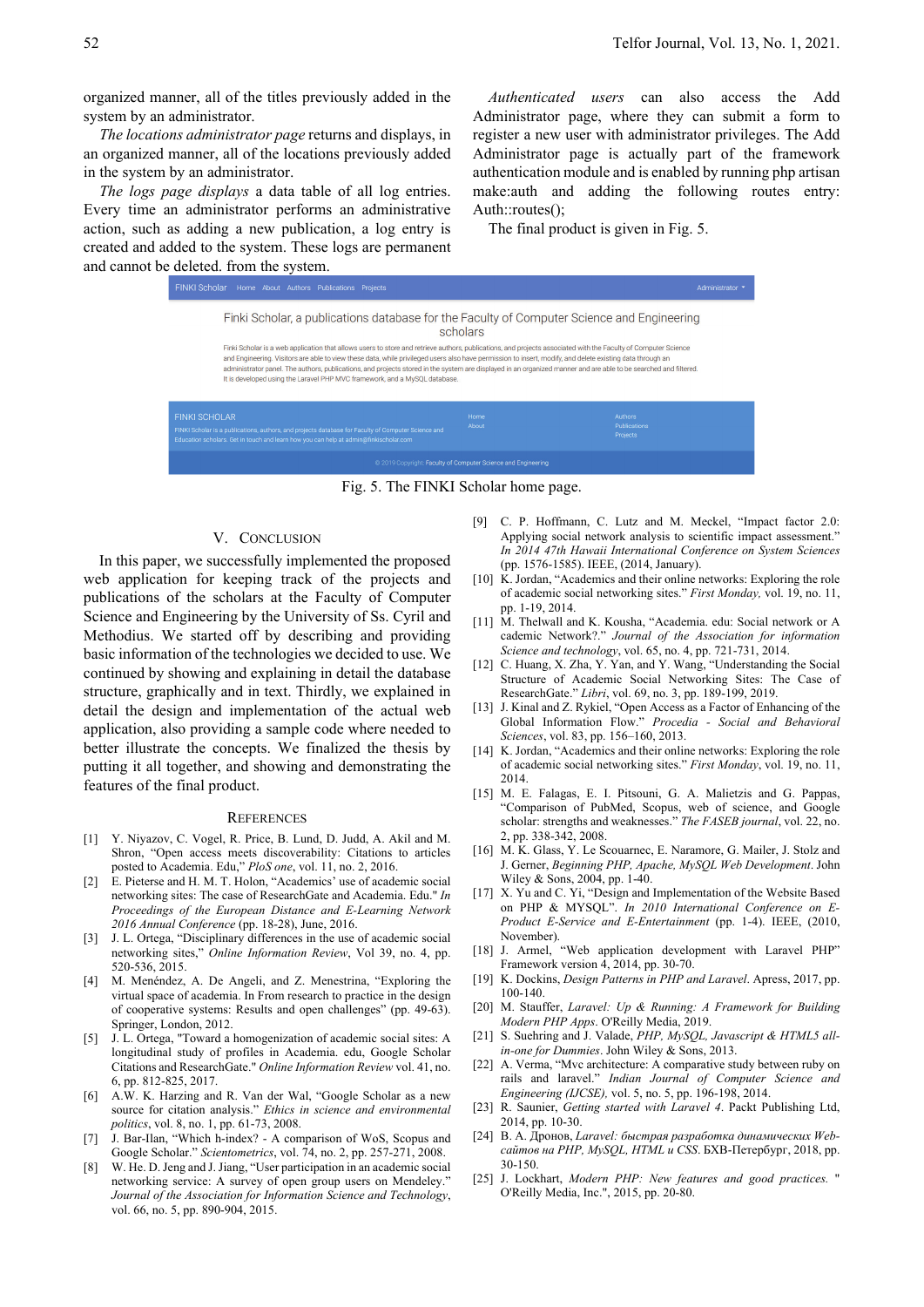organized manner, all of the titles previously added in the system by an administrator.

*The locations administrator page* returns and displays, in an organized manner, all of the locations previously added in the system by an administrator.

*The logs page displays* a data table of all log entries. Every time an administrator performs an administrative action, such as adding a new publication, a log entry is created and added to the system. These logs are permanent and cannot be deleted. from the system.

*Authenticated users* can also access the Add Administrator page, where they can submit a form to register a new user with administrator privileges. The Add Administrator page is actually part of the framework authentication module and is enabled by running php artisan make:auth and adding the following routes entry: Auth::routes();

The final product is given in Fig. 5.

FINKI Scholar Home About Authors Publications Projects Administrator

Finki Scholar, a publications database for the Faculty of Computer Science and Engineering scholars

Finki Scholar is a web application that allows users to store and retrieve authors, publications, and projects associated with the Faculty of Computer Science and Engineering. Visitors are able to view these data, while privileged users also have permission to insert, modify, and delete existing data through an administrator panel. The authors, publications, and projects stored in the system are displayed in an organized manner and are able to be searched and filtered. It is developed using the Laravel PHP MVC framework, and a MySQL database.

FINKI SCHOLAR

FINKI Scholar is a publications, authors, and projects database for Faculty of Computer Science and Education scholars. Get in touch and learn how you can help at admin@finkischolar.com

Home About Authors Publications Projects

© 2019 Copyright: Faculty of Computer Science and Engineering

Fig. 5. The FINKI Scholar home page.

## V. Conclusion

In this paper, we successfully implemented the proposed web application for keeping track of the projects and publications of the scholars at the Faculty of Computer Science and Engineering by the University of Ss. Cyril and Methodius. We started off by describing and providing basic information of the technologies we decided to use. We continued by showing and explaining in detail the database structure, graphically and in text. Thirdly, we explained in detail the design and implementation of the actual web application, also providing a sample code where needed to better illustrate the concepts. We finalized the thesis by putting it all together, and showing and demonstrating the features of the final product.

## References

[1] Y. Niyazov, C. Vogel, R. Price, B. Lund, D. Judd, A. Akil and M. Shron, "Open access meets discoverability: Citations to articles posted to Academia. Edu," *PloS one*, vol. 11, no. 2, 2016.

[2] E. Pieterse and H. M. T. Holon, "Academics' use of academic social networking sites: The case of ResearchGate and Academia. Edu." *In Proceedings of the European Distance and E-Learning Network 2016 Annual Conference* (pp. 18-28), June, 2016.

[3] J. L. Ortega, "Disciplinary differences in the use of academic social networking sites," *Online Information Review*, Vol 39, no. 4, pp. 520-536, 2015.

[4] M. Menéndez, A. De Angeli, and Z. Menestrina, "Exploring the virtual space of academia. In From research to practice in the design of cooperative systems: Results and open challenges" (pp. 49-63). Springer, London, 2012.

[5] J. L. Ortega, "Toward a homogenization of academic social sites: A longitudinal study of profiles in Academia. edu, Google Scholar Citations and ResearchGate." *Online Information Review* vol. 41, no. 6, pp. 812-825, 2017.

[6] A.W. K. Harzing and R. Van der Wal, "Google Scholar as a new source for citation analysis." *Ethics in science and environmental politics*, vol. 8, no. 1, pp. 61-73, 2008.

[7] J. Bar-Ilan, "Which h-index? - A comparison of WoS, Scopus and Google Scholar." *Scientometrics*, vol. 74, no. 2, pp. 257-271, 2008.

[8] W. He. D. Jeng and J. Jiang, "User participation in an academic social networking service: A survey of open group users on Mendeley." *Journal of the Association for Information Science and Technology*, vol. 66, no. 5, pp. 890-904, 2015.

[9] C. P. Hoffmann, C. Lutz and M. Meckel, "Impact factor 2.0: Applying social network analysis to scientific impact assessment." *In 2014 47th Hawaii International Conference on System Sciences* (pp. 1576-1585). IEEE, (2014, January).

[10] K. Jordan, "Academics and their online networks: Exploring the role of academic social networking sites." *First Monday,* vol. 19, no. 11, pp. 1-19, 2014.

[11] M. Thelwall and K. Kousha, "Academia. edu: Social network or A cademic Network?." *Journal of the Association for information Science and technology*, vol. 65, no. 4, pp. 721-731, 2014.

[12] C. Huang, X. Zha, Y. Yan, and Y. Wang, "Understanding the Social Structure of Academic Social Networking Sites: The Case of ResearchGate." *Libri*, vol. 69, no. 3, pp. 189-199, 2019.

[13] J. Kinal and Z. Rykiel, "Open Access as a Factor of Enhancing of the Global Information Flow." *Procedia - Social and Behavioral Sciences*, vol. 83, pp. 156–160, 2013.

[14] K. Jordan, "Academics and their online networks: Exploring the role of academic social networking sites." *First Monday*, vol. 19, no. 11, 2014.

[15] M. E. Falagas, E. I. Pitsouni, G. A. Malietzis and G. Pappas, "Comparison of PubMed, Scopus, web of science, and Google scholar: strengths and weaknesses." *The FASEB journal*, vol. 22, no. 2, pp. 338-342, 2008.

[16] M. K. Glass, Y. Le Scouarnec, E. Naramore, G. Mailer, J. Stolz and J. Gerner, *Beginning PHP, Apache, MySQL Web Development*. John Wiley & Sons, 2004, pp. 1-40.

[17] X. Yu and C. Yi, "Design and Implementation of the Website Based on PHP & MYSQL". *In 2010 International Conference on E-Product E-Service and E-Entertainment* (pp. 1-4). IEEE, (2010, November).

[18] J. Armel, "Web application development with Laravel PHP" Framework version 4, 2014, pp. 30-70.

[19] K. Dockins, *Design Patterns in PHP and Laravel*. Apress, 2017, pp. 100-140.

[20] M. Stauffer, *Laravel: Up & Running: A Framework for Building Modern PHP Apps*. O'Reilly Media, 2019.

[21] S. Suehring and J. Valade, *PHP, MySQL, Javascript & HTML5 all-in-one for Dummies*. John Wiley & Sons, 2013.

[22] A. Verma, "Mvc architecture: A comparative study between ruby on rails and laravel." *Indian Journal of Computer Science and Engineering (IJCSE)*, vol. 5, no. 5, pp. 196-198, 2014.

[23] R. Saunier, *Getting started with Laravel 4*. Packt Publishing Ltd, 2014, pp. 10-30.

[24] В. А. Дронов, *Laravel: быстрая разработка динамических Web-сайтов на PHP, MySQL, HTML и CSS*. БХВ-Петербург, 2018, pp. 30-150.

[25] J. Lockhart, *Modern PHP: New features and good practices.* " O'Reilly Media, Inc.", 2015, pp. 20-80.